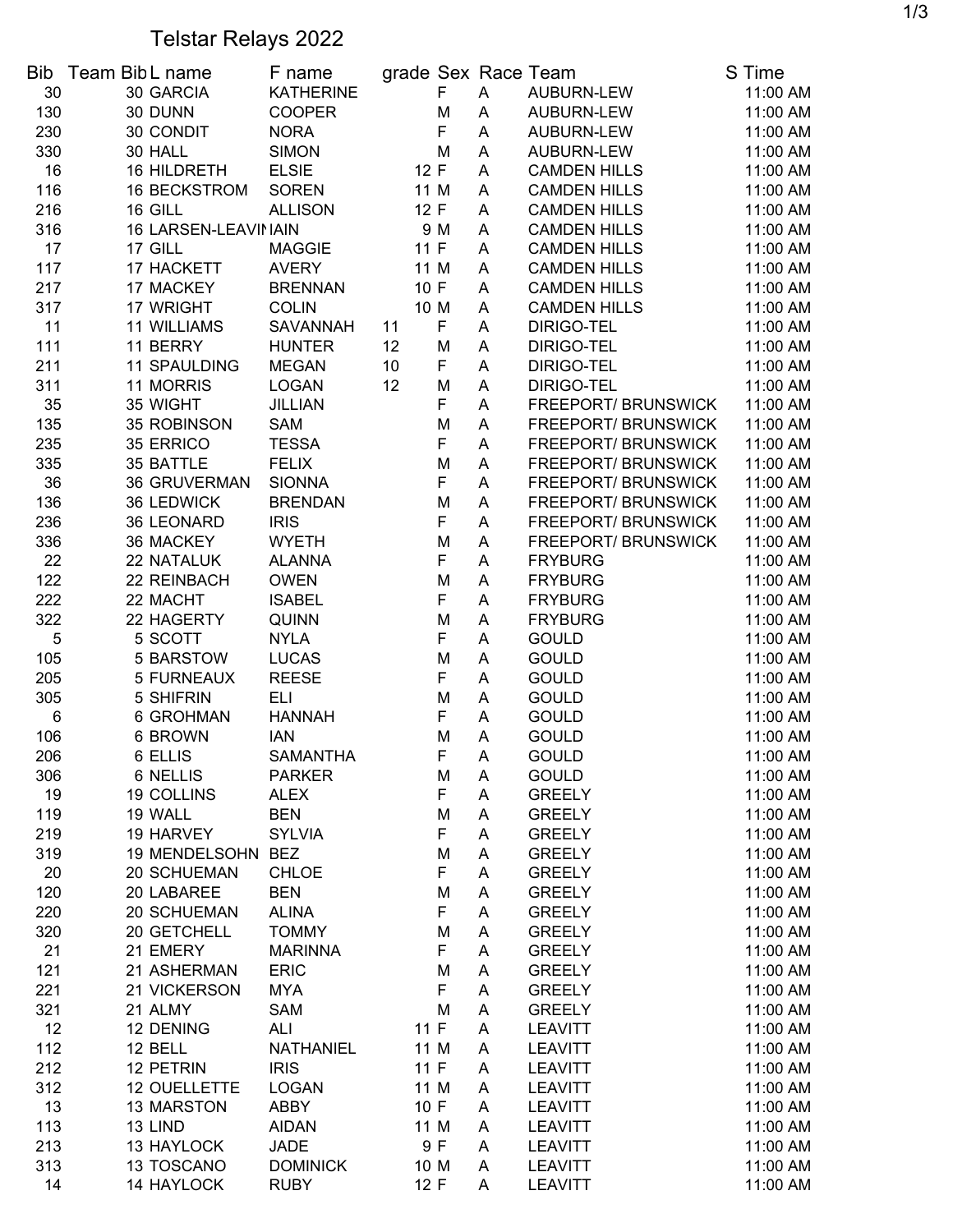# Telstar Relays 2022

| Bib | Team Bib | L name | F name | grade | Sex | Race | Team | S Time |
|---|---|---|---|---|---|---|---|---|
| 30 | 30 | GARCIA | KATHERINE | | F | A | AUBURN-LEW | 11:00 AM |
| 130 | 30 | DUNN | COOPER | | M | A | AUBURN-LEW | 11:00 AM |
| 230 | 30 | CONDIT | NORA | | F | A | AUBURN-LEW | 11:00 AM |
| 330 | 30 | HALL | SIMON | | M | A | AUBURN-LEW | 11:00 AM |
| 16 | 16 | HILDRETH | ELSIE | 12 | F | A | CAMDEN HILLS | 11:00 AM |
| 116 | 16 | BECKSTROM | SOREN | 11 | M | A | CAMDEN HILLS | 11:00 AM |
| 216 | 16 | GILL | ALLISON | 12 | F | A | CAMDEN HILLS | 11:00 AM |
| 316 | 16 | LARSEN-LEAVI | IAIN | 9 | M | A | CAMDEN HILLS | 11:00 AM |
| 17 | 17 | GILL | MAGGIE | 11 | F | A | CAMDEN HILLS | 11:00 AM |
| 117 | 17 | HACKETT | AVERY | 11 | M | A | CAMDEN HILLS | 11:00 AM |
| 217 | 17 | MACKEY | BRENNAN | 10 | F | A | CAMDEN HILLS | 11:00 AM |
| 317 | 17 | WRIGHT | COLIN | 10 | M | A | CAMDEN HILLS | 11:00 AM |
| 11 | 11 | WILLIAMS | SAVANNAH | 11 | F | A | DIRIGO-TEL | 11:00 AM |
| 111 | 11 | BERRY | HUNTER | 12 | M | A | DIRIGO-TEL | 11:00 AM |
| 211 | 11 | SPAULDING | MEGAN | 10 | F | A | DIRIGO-TEL | 11:00 AM |
| 311 | 11 | MORRIS | LOGAN | 12 | M | A | DIRIGO-TEL | 11:00 AM |
| 35 | 35 | WIGHT | JILLIAN | | F | A | FREEPORT/ BRUNSWICK | 11:00 AM |
| 135 | 35 | ROBINSON | SAM | | M | A | FREEPORT/ BRUNSWICK | 11:00 AM |
| 235 | 35 | ERRICO | TESSA | | F | A | FREEPORT/ BRUNSWICK | 11:00 AM |
| 335 | 35 | BATTLE | FELIX | | M | A | FREEPORT/ BRUNSWICK | 11:00 AM |
| 36 | 36 | GRUVERMAN | SIONNA | | F | A | FREEPORT/ BRUNSWICK | 11:00 AM |
| 136 | 36 | LEDWICK | BRENDAN | | M | A | FREEPORT/ BRUNSWICK | 11:00 AM |
| 236 | 36 | LEONARD | IRIS | | F | A | FREEPORT/ BRUNSWICK | 11:00 AM |
| 336 | 36 | MACKEY | WYETH | | M | A | FREEPORT/ BRUNSWICK | 11:00 AM |
| 22 | 22 | NATALUK | ALANNA | | F | A | FRYBURG | 11:00 AM |
| 122 | 22 | REINBACH | OWEN | | M | A | FRYBURG | 11:00 AM |
| 222 | 22 | MACHT | ISABEL | | F | A | FRYBURG | 11:00 AM |
| 322 | 22 | HAGERTY | QUINN | | M | A | FRYBURG | 11:00 AM |
| 5 | 5 | SCOTT | NYLA | | F | A | GOULD | 11:00 AM |
| 105 | 5 | BARSTOW | LUCAS | | M | A | GOULD | 11:00 AM |
| 205 | 5 | FURNEAUX | REESE | | F | A | GOULD | 11:00 AM |
| 305 | 5 | SHIFRIN | ELI | | M | A | GOULD | 11:00 AM |
| 6 | 6 | GROHMAN | HANNAH | | F | A | GOULD | 11:00 AM |
| 106 | 6 | BROWN | IAN | | M | A | GOULD | 11:00 AM |
| 206 | 6 | ELLIS | SAMANTHA | | F | A | GOULD | 11:00 AM |
| 306 | 6 | NELLIS | PARKER | | M | A | GOULD | 11:00 AM |
| 19 | 19 | COLLINS | ALEX | | F | A | GREELY | 11:00 AM |
| 119 | 19 | WALL | BEN | | M | A | GREELY | 11:00 AM |
| 219 | 19 | HARVEY | SYLVIA | | F | A | GREELY | 11:00 AM |
| 319 | 19 | MENDELSOHN | BEZ | | M | A | GREELY | 11:00 AM |
| 20 | 20 | SCHUEMAN | CHLOE | | F | A | GREELY | 11:00 AM |
| 120 | 20 | LABAREE | BEN | | M | A | GREELY | 11:00 AM |
| 220 | 20 | SCHUEMAN | ALINA | | F | A | GREELY | 11:00 AM |
| 320 | 20 | GETCHELL | TOMMY | | M | A | GREELY | 11:00 AM |
| 21 | 21 | EMERY | MARINNA | | F | A | GREELY | 11:00 AM |
| 121 | 21 | ASHERMAN | ERIC | | M | A | GREELY | 11:00 AM |
| 221 | 21 | VICKERSON | MYA | | F | A | GREELY | 11:00 AM |
| 321 | 21 | ALMY | SAM | | M | A | GREELY | 11:00 AM |
| 12 | 12 | DENING | ALI | 11 | F | A | LEAVITT | 11:00 AM |
| 112 | 12 | BELL | NATHANIEL | 11 | M | A | LEAVITT | 11:00 AM |
| 212 | 12 | PETRIN | IRIS | 11 | F | A | LEAVITT | 11:00 AM |
| 312 | 12 | OUELLETTE | LOGAN | 11 | M | A | LEAVITT | 11:00 AM |
| 13 | 13 | MARSTON | ABBY | 10 | F | A | LEAVITT | 11:00 AM |
| 113 | 13 | LIND | AIDAN | 11 | M | A | LEAVITT | 11:00 AM |
| 213 | 13 | HAYLOCK | JADE | 9 | F | A | LEAVITT | 11:00 AM |
| 313 | 13 | TOSCANO | DOMINICK | 10 | M | A | LEAVITT | 11:00 AM |
| 14 | 14 | HAYLOCK | RUBY | 12 | F | A | LEAVITT | 11:00 AM |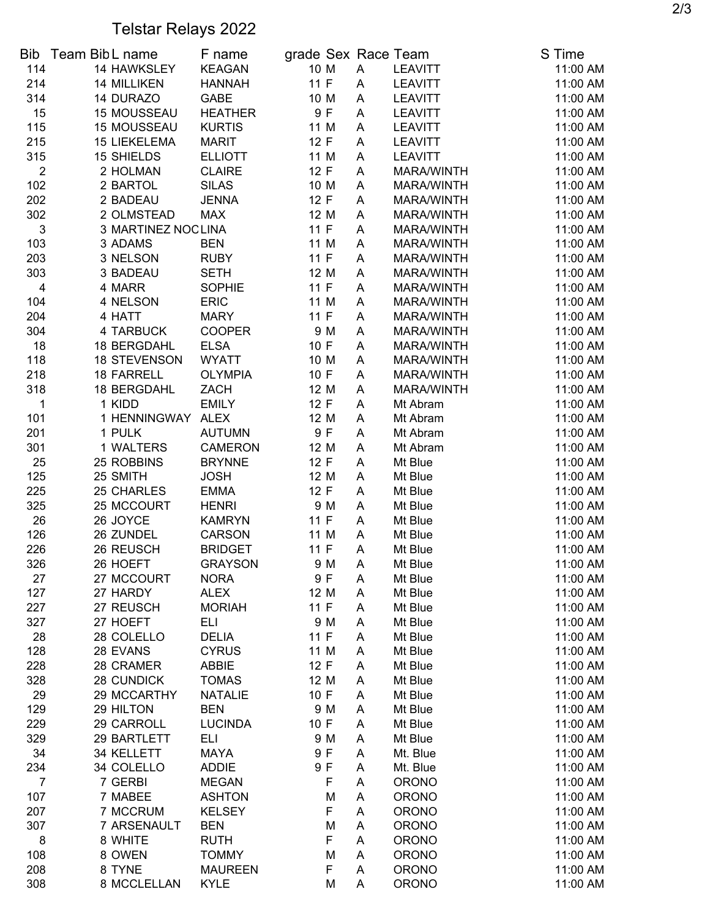# Telstar Relays 2022

| Bib | Team Bib | L name | F name | grade | Sex | Race | Team | S Time |
|---|---|---|---|---|---|---|---|---|
| 114 | 14 | HAWKSLEY | KEAGAN | 10 | M | A | LEAVITT | 11:00 AM |
| 214 | 14 | MILLIKEN | HANNAH | 11 | F | A | LEAVITT | 11:00 AM |
| 314 | 14 | DURAZO | GABE | 10 | M | A | LEAVITT | 11:00 AM |
| 15 | 15 | MOUSSEAU | HEATHER | 9 | F | A | LEAVITT | 11:00 AM |
| 115 | 15 | MOUSSEAU | KURTIS | 11 | M | A | LEAVITT | 11:00 AM |
| 215 | 15 | LIEKELEMA | MARIT | 12 | F | A | LEAVITT | 11:00 AM |
| 315 | 15 | SHIELDS | ELLIOTT | 11 | M | A | LEAVITT | 11:00 AM |
| 2 | 2 | HOLMAN | CLAIRE | 12 | F | A | MARA/WINTH | 11:00 AM |
| 102 | 2 | BARTOL | SILAS | 10 | M | A | MARA/WINTH | 11:00 AM |
| 202 | 2 | BADEAU | JENNA | 12 | F | A | MARA/WINTH | 11:00 AM |
| 302 | 2 | OLMSTEAD | MAX | 12 | M | A | MARA/WINTH | 11:00 AM |
| 3 | 3 | MARTINEZ NOC | LINA | 11 | F | A | MARA/WINTH | 11:00 AM |
| 103 | 3 | ADAMS | BEN | 11 | M | A | MARA/WINTH | 11:00 AM |
| 203 | 3 | NELSON | RUBY | 11 | F | A | MARA/WINTH | 11:00 AM |
| 303 | 3 | BADEAU | SETH | 12 | M | A | MARA/WINTH | 11:00 AM |
| 4 | 4 | MARR | SOPHIE | 11 | F | A | MARA/WINTH | 11:00 AM |
| 104 | 4 | NELSON | ERIC | 11 | M | A | MARA/WINTH | 11:00 AM |
| 204 | 4 | HATT | MARY | 11 | F | A | MARA/WINTH | 11:00 AM |
| 304 | 4 | TARBUCK | COOPER | 9 | M | A | MARA/WINTH | 11:00 AM |
| 18 | 18 | BERGDAHL | ELSA | 10 | F | A | MARA/WINTH | 11:00 AM |
| 118 | 18 | STEVENSON | WYATT | 10 | M | A | MARA/WINTH | 11:00 AM |
| 218 | 18 | FARRELL | OLYMPIA | 10 | F | A | MARA/WINTH | 11:00 AM |
| 318 | 18 | BERGDAHL | ZACH | 12 | M | A | MARA/WINTH | 11:00 AM |
| 1 | 1 | KIDD | EMILY | 12 | F | A | Mt Abram | 11:00 AM |
| 101 | 1 | HENNINGWAY | ALEX | 12 | M | A | Mt Abram | 11:00 AM |
| 201 | 1 | PULK | AUTUMN | 9 | F | A | Mt Abram | 11:00 AM |
| 301 | 1 | WALTERS | CAMERON | 12 | M | A | Mt Abram | 11:00 AM |
| 25 | 25 | ROBBINS | BRYNNE | 12 | F | A | Mt Blue | 11:00 AM |
| 125 | 25 | SMITH | JOSH | 12 | M | A | Mt Blue | 11:00 AM |
| 225 | 25 | CHARLES | EMMA | 12 | F | A | Mt Blue | 11:00 AM |
| 325 | 25 | MCCOURT | HENRI | 9 | M | A | Mt Blue | 11:00 AM |
| 26 | 26 | JOYCE | KAMRYN | 11 | F | A | Mt Blue | 11:00 AM |
| 126 | 26 | ZUNDEL | CARSON | 11 | M | A | Mt Blue | 11:00 AM |
| 226 | 26 | REUSCH | BRIDGET | 11 | F | A | Mt Blue | 11:00 AM |
| 326 | 26 | HOEFT | GRAYSON | 9 | M | A | Mt Blue | 11:00 AM |
| 27 | 27 | MCCOURT | NORA | 9 | F | A | Mt Blue | 11:00 AM |
| 127 | 27 | HARDY | ALEX | 12 | M | A | Mt Blue | 11:00 AM |
| 227 | 27 | REUSCH | MORIAH | 11 | F | A | Mt Blue | 11:00 AM |
| 327 | 27 | HOEFT | ELI | 9 | M | A | Mt Blue | 11:00 AM |
| 28 | 28 | COLELLO | DELIA | 11 | F | A | Mt Blue | 11:00 AM |
| 128 | 28 | EVANS | CYRUS | 11 | M | A | Mt Blue | 11:00 AM |
| 228 | 28 | CRAMER | ABBIE | 12 | F | A | Mt Blue | 11:00 AM |
| 328 | 28 | CUNDICK | TOMAS | 12 | M | A | Mt Blue | 11:00 AM |
| 29 | 29 | MCCARTHY | NATALIE | 10 | F | A | Mt Blue | 11:00 AM |
| 129 | 29 | HILTON | BEN | 9 | M | A | Mt Blue | 11:00 AM |
| 229 | 29 | CARROLL | LUCINDA | 10 | F | A | Mt Blue | 11:00 AM |
| 329 | 29 | BARTLETT | ELI | 9 | M | A | Mt Blue | 11:00 AM |
| 34 | 34 | KELLETT | MAYA | 9 | F | A | Mt. Blue | 11:00 AM |
| 234 | 34 | COLELLO | ADDIE | 9 | F | A | Mt. Blue | 11:00 AM |
| 7 | 7 | GERBI | MEGAN | | F | A | ORONO | 11:00 AM |
| 107 | 7 | MABEE | ASHTON | | M | A | ORONO | 11:00 AM |
| 207 | 7 | MCCRUM | KELSEY | | F | A | ORONO | 11:00 AM |
| 307 | 7 | ARSENAULT | BEN | | M | A | ORONO | 11:00 AM |
| 8 | 8 | WHITE | RUTH | | F | A | ORONO | 11:00 AM |
| 108 | 8 | OWEN | TOMMY | | M | A | ORONO | 11:00 AM |
| 208 | 8 | TYNE | MAUREEN | | F | A | ORONO | 11:00 AM |
| 308 | 8 | MCCLELLAN | KYLE | | M | A | ORONO | 11:00 AM |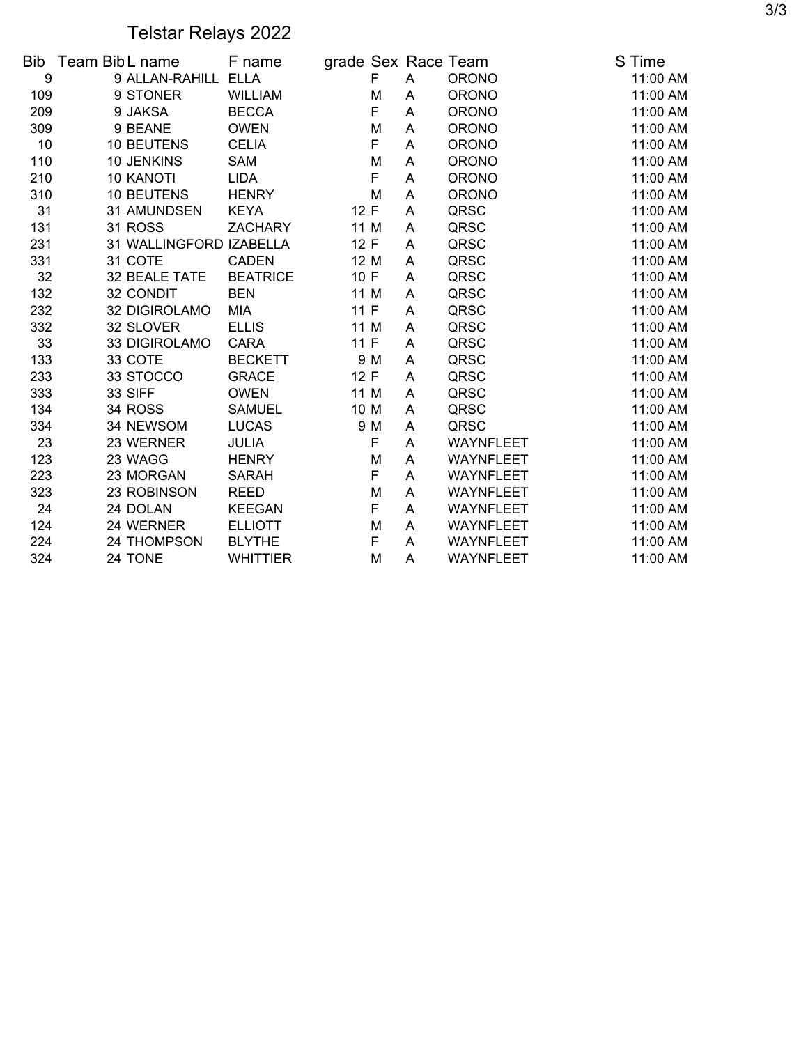# Telstar Relays 2022

| Bib | Team Bib | L name | F name | grade | Sex | Race | Team | S Time |
|---|---|---|---|---|---|---|---|---|
| 9 | 9 | ALLAN-RAHILL | ELLA | | F | A | ORONO | 11:00 AM |
| 109 | 9 | STONER | WILLIAM | | M | A | ORONO | 11:00 AM |
| 209 | 9 | JAKSA | BECCA | | F | A | ORONO | 11:00 AM |
| 309 | 9 | BEANE | OWEN | | M | A | ORONO | 11:00 AM |
| 10 | 10 | BEUTENS | CELIA | | F | A | ORONO | 11:00 AM |
| 110 | 10 | JENKINS | SAM | | M | A | ORONO | 11:00 AM |
| 210 | 10 | KANOTI | LIDA | | F | A | ORONO | 11:00 AM |
| 310 | 10 | BEUTENS | HENRY | | M | A | ORONO | 11:00 AM |
| 31 | 31 | AMUNDSEN | KEYA | 12 | F | A | QRSC | 11:00 AM |
| 131 | 31 | ROSS | ZACHARY | 11 | M | A | QRSC | 11:00 AM |
| 231 | 31 | WALLINGFORD | IZABELLA | 12 | F | A | QRSC | 11:00 AM |
| 331 | 31 | COTE | CADEN | 12 | M | A | QRSC | 11:00 AM |
| 32 | 32 | BEALE TATE | BEATRICE | 10 | F | A | QRSC | 11:00 AM |
| 132 | 32 | CONDIT | BEN | 11 | M | A | QRSC | 11:00 AM |
| 232 | 32 | DIGIROLAMO | MIA | 11 | F | A | QRSC | 11:00 AM |
| 332 | 32 | SLOVER | ELLIS | 11 | M | A | QRSC | 11:00 AM |
| 33 | 33 | DIGIROLAMO | CARA | 11 | F | A | QRSC | 11:00 AM |
| 133 | 33 | COTE | BECKETT | 9 | M | A | QRSC | 11:00 AM |
| 233 | 33 | STOCCO | GRACE | 12 | F | A | QRSC | 11:00 AM |
| 333 | 33 | SIFF | OWEN | 11 | M | A | QRSC | 11:00 AM |
| 134 | 34 | ROSS | SAMUEL | 10 | M | A | QRSC | 11:00 AM |
| 334 | 34 | NEWSOM | LUCAS | 9 | M | A | QRSC | 11:00 AM |
| 23 | 23 | WERNER | JULIA | | F | A | WAYNFLEET | 11:00 AM |
| 123 | 23 | WAGG | HENRY | | M | A | WAYNFLEET | 11:00 AM |
| 223 | 23 | MORGAN | SARAH | | F | A | WAYNFLEET | 11:00 AM |
| 323 | 23 | ROBINSON | REED | | M | A | WAYNFLEET | 11:00 AM |
| 24 | 24 | DOLAN | KEEGAN | | F | A | WAYNFLEET | 11:00 AM |
| 124 | 24 | WERNER | ELLIOTT | | M | A | WAYNFLEET | 11:00 AM |
| 224 | 24 | THOMPSON | BLYTHE | | F | A | WAYNFLEET | 11:00 AM |
| 324 | 24 | TONE | WHITTIER | | M | A | WAYNFLEET | 11:00 AM |